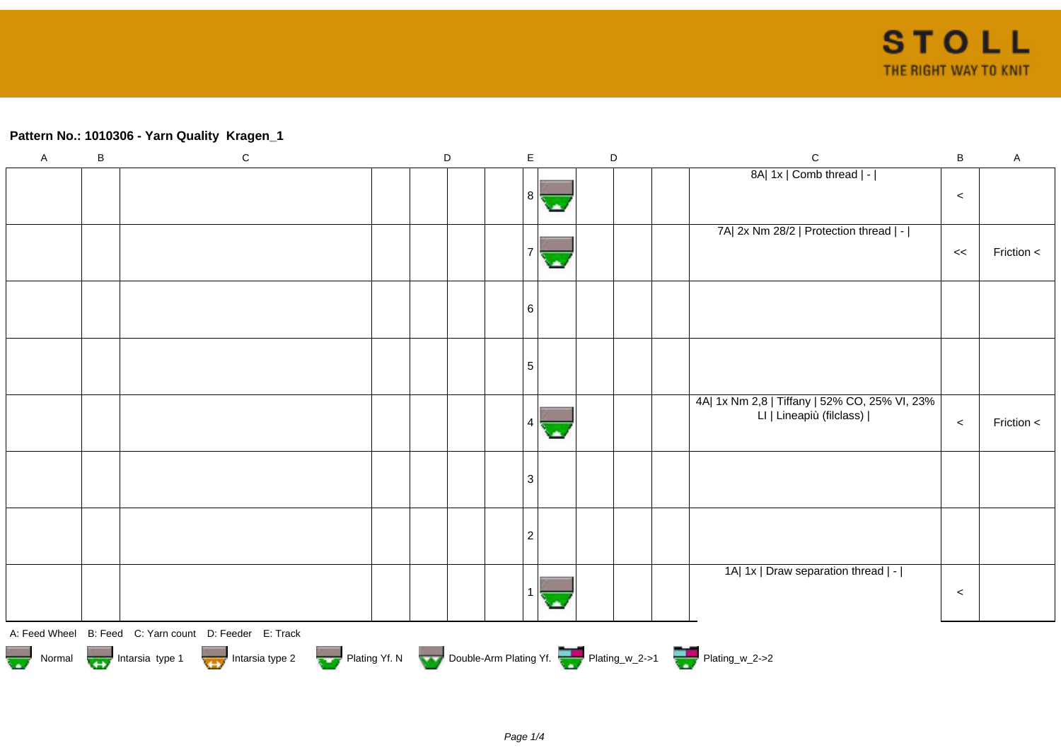**Pattern No.: 1010306 - Yarn Quality Kragen_1**

| A | B | C | D | | | E | | D | | | C | B | A |
|---|---|---|---|---|---|---|---|---|---|---|---|---|---|
| | | | | | | 8 | | | | | 8A\| 1x \| Comb thread \| - \| | < | |
| | | | | | | 7 | | | | | 7A\| 2x Nm 28/2 \| Protection thread \| - \| | << | Friction < |
| | | | | | | 6 | | | | | | | |
| | | | | | | 5 | | | | | | | |
| | | | | | | 4 | | | | | 4A\| 1x Nm 2,8 \| Tiffany \| 52% CO, 25% VI, 23% LI \| Lineapiù (filclass) \| | < | Friction < |
| | | | | | | 3 | | | | | | | |
| | | | | | | 2 | | | | | | | |
| | | | | | | 1 | | | | | 1A\| 1x \| Draw separation thread \| - \| | < | |

A: Feed Wheel B: Feed C: Yarn count D: Feeder E: Track

Normal Intarsia type 1 Intarsia type 2 Plating Yf. N Double-Arm Plating Yf. Plating_w_2->1 Plating_w_2->2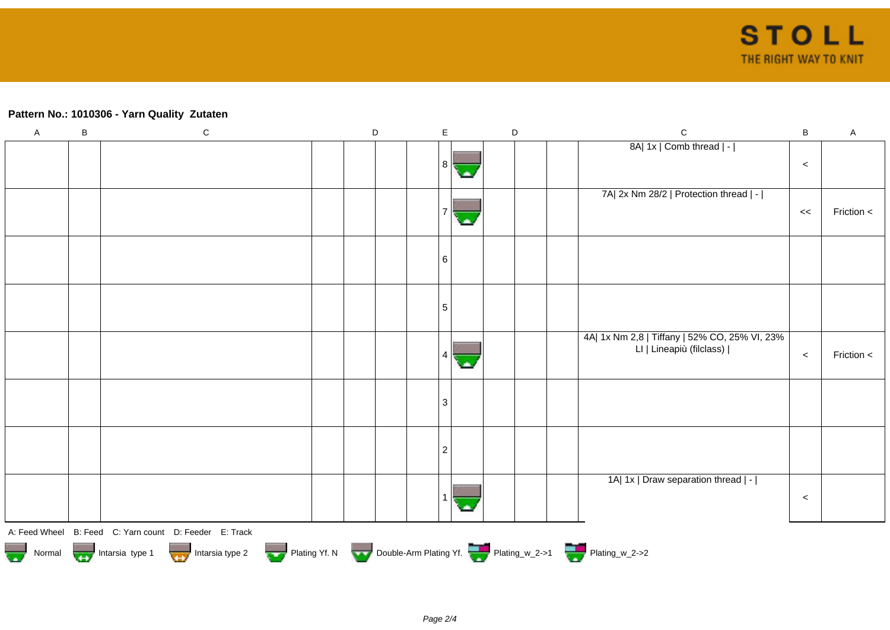**Pattern No.: 1010306 - Yarn Quality Zutaten**

| A | B | C | D | | | E | | D | | | C | B | A |
|---|---|---|---|---|---|---|---|---|---|---|---|---|---|
| | | | | | | 8 | | | | | 8A\| 1x \| Comb thread \| - \| | < | |
| | | | | | | 7 | | | | | 7A\| 2x Nm 28/2 \| Protection thread \| - \| | << | Friction < |
| | | | | | | 6 | | | | | | | |
| | | | | | | 5 | | | | | | | |
| | | | | | | 4 | | | | | 4A\| 1x Nm 2,8 \| Tiffany \| 52% CO, 25% VI, 23% LI \| Lineapiù (filclass) \| | < | Friction < |
| | | | | | | 3 | | | | | | | |
| | | | | | | 2 | | | | | | | |
| | | | | | | 1 | | | | | 1A\| 1x \| Draw separation thread \| - \| | < | |

A: Feed Wheel B: Feed C: Yarn count D: Feeder E: Track

Normal Intarsia type 1 Intarsia type 2 Plating Yf. N Double-Arm Plating Yf. Plating_w_2->1 Plating_w_2->2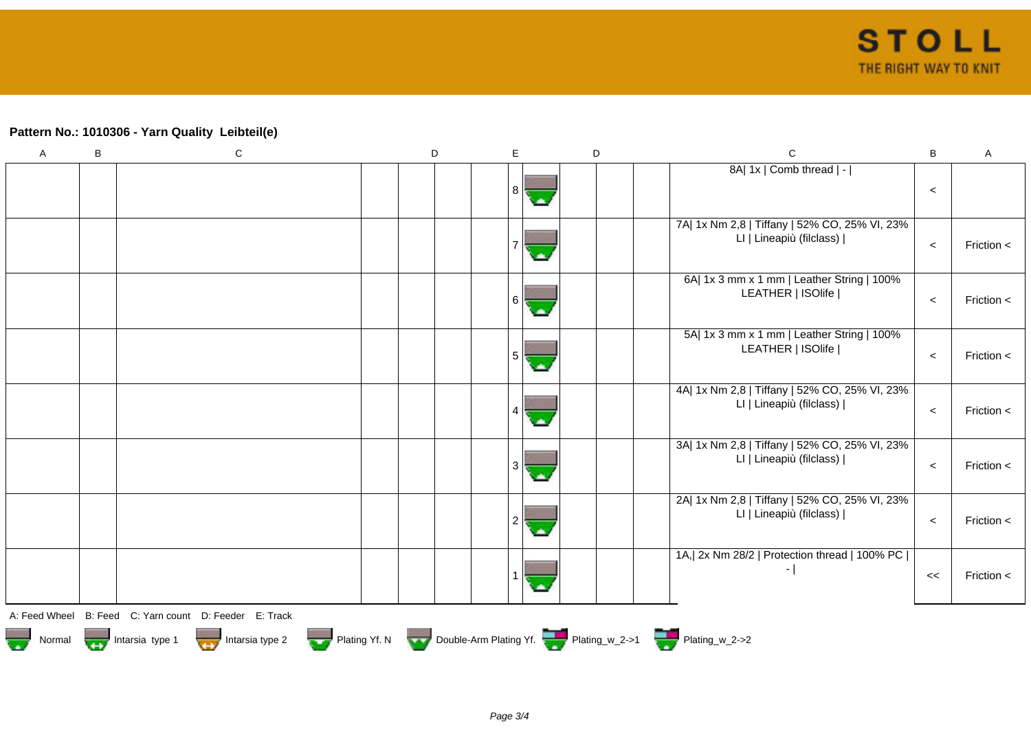## Pattern No.: 1010306 - Yarn Quality  Leibteil(e)

| A | B | C | D | | | E | | D | | | C | B | A |
|---|---|---|---|---|---|---|---|---|---|---|---|---|---|
| | | | | | | 8 | | | | | 8A\| 1x \| Comb thread \| - \| | < | |
| | | | | | | 7 | | | | | 7A\| 1x Nm 2,8 \| Tiffany \| 52% CO, 25% VI, 23% LI \| Lineapiù (filclass) \| | < | Friction < |
| | | | | | | 6 | | | | | 6A\| 1x 3 mm x 1 mm \| Leather String \| 100% LEATHER \| ISOlife \| | < | Friction < |
| | | | | | | 5 | | | | | 5A\| 1x 3 mm x 1 mm \| Leather String \| 100% LEATHER \| ISOlife \| | < | Friction < |
| | | | | | | 4 | | | | | 4A\| 1x Nm 2,8 \| Tiffany \| 52% CO, 25% VI, 23% LI \| Lineapiù (filclass) \| | < | Friction < |
| | | | | | | 3 | | | | | 3A\| 1x Nm 2,8 \| Tiffany \| 52% CO, 25% VI, 23% LI \| Lineapiù (filclass) \| | < | Friction < |
| | | | | | | 2 | | | | | 2A\| 1x Nm 2,8 \| Tiffany \| 52% CO, 25% VI, 23% LI \| Lineapiù (filclass) \| | < | Friction < |
| | | | | | | 1 | | | | | 1A,\| 2x Nm 28/2 \| Protection thread \| 100% PC \| - \| | << | Friction < |

A: Feed Wheel   B: Feed   C: Yarn count   D: Feeder   E: Track

Normal   Intarsia type 1   Intarsia type 2   Plating Yf. N   Double-Arm Plating Yf.   Plating_w_2->1   Plating_w_2->2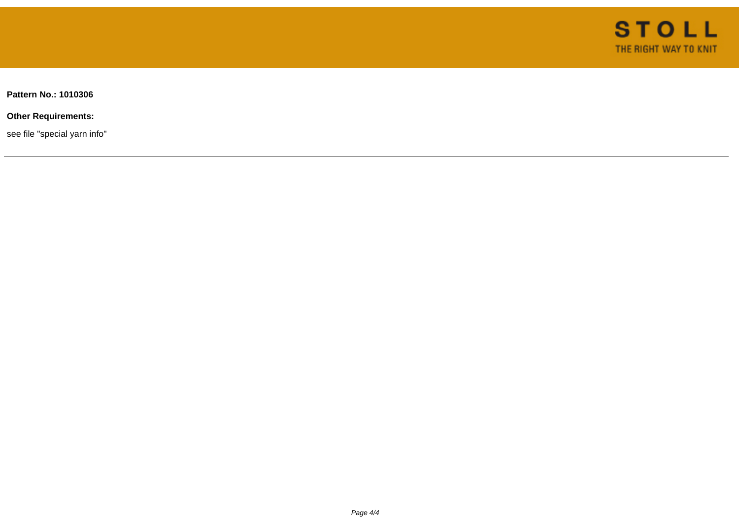**Pattern No.: 1010306**

**Other Requirements:**

see file "special yarn info"

---